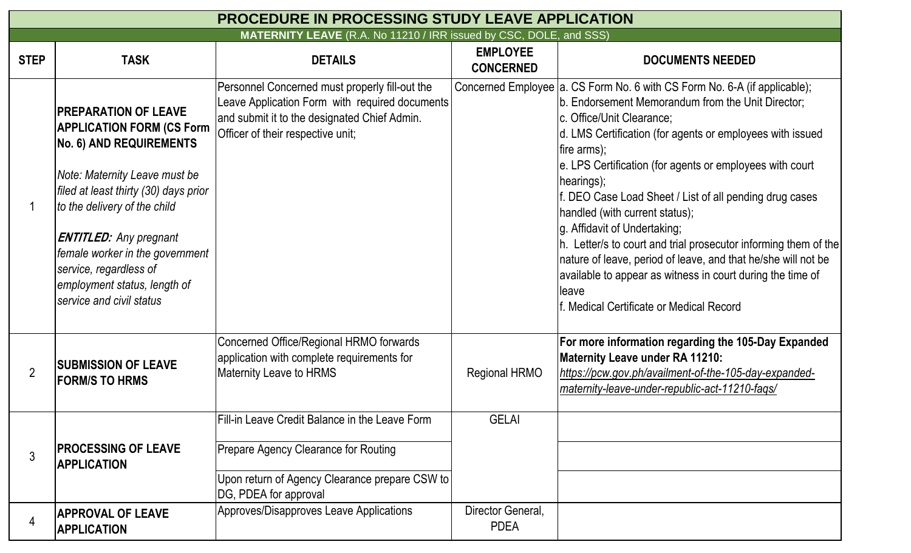# PROCEDURE IN PROCESSING STUDY LEAVE APPLICATION

## MATERNITY LEAVE (R.A. No 11210 / IRR issued by CSC, DOLE, and SSS)

| STEP | TASK | DETAILS | EMPLOYEE CONCERNED | DOCUMENTS NEEDED |
| --- | --- | --- | --- | --- |
| 1 | **PREPARATION OF LEAVE APPLICATION FORM (CS Form No. 6) AND REQUIREMENTS**<br><br>*Note: Maternity Leave must be filed at least thirty (30) days prior to the delivery of the child*<br><br>***ENTITLED:*** *Any pregnant female worker in the government service, regardless of employment status, length of service and civil status* | Personnel Concerned must properly fill-out the Leave Application Form with required documents and submit it to the designated Chief Admin. Officer of their respective unit; | Concerned Employee | a. CS Form No. 6 with CS Form No. 6-A (if applicable);<br>b. Endorsement Memorandum from the Unit Director;<br>c. Office/Unit Clearance;<br>d. LMS Certification (for agents or employees with issued fire arms);<br>e. LPS Certification (for agents or employees with court hearings);<br>f. DEO Case Load Sheet / List of all pending drug cases handled (with current status);<br>g. Affidavit of Undertaking;<br>h. Letter/s to court and trial prosecutor informing them of the nature of leave, period of leave, and that he/she will not be available to appear as witness in court during the time of leave<br>f. Medical Certificate or Medical Record |
| 2 | **SUBMISSION OF LEAVE FORM/S TO HRMS** | Concerned Office/Regional HRMO forwards application with complete requirements for Maternity Leave to HRMS | Regional HRMO | **For more information regarding the 105-Day Expanded Maternity Leave under RA 11210:**<br>*https://pcw.gov.ph/availment-of-the-105-day-expanded-maternity-leave-under-republic-act-11210-faqs/* |
| 3 | **PROCESSING OF LEAVE APPLICATION** | Fill-in Leave Credit Balance in the Leave Form | GELAI | |
| | | Prepare Agency Clearance for Routing | | |
| | | Upon return of Agency Clearance prepare CSW to DG, PDEA for approval | | |
| 4 | **APPROVAL OF LEAVE APPLICATION** | Approves/Disapproves Leave Applications | Director General, PDEA | |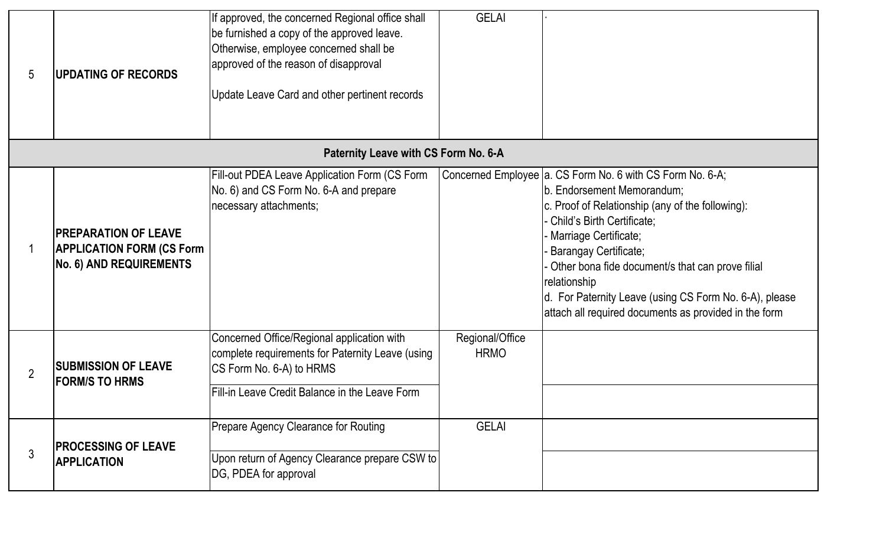| | | | | |
|---|---|---|---|---|
| 5 | **UPDATING OF RECORDS** | If approved, the concerned Regional office shall be furnished a copy of the approved leave. Otherwise, employee concerned shall be approved of the reason of disapproval<br><br>Update Leave Card and other pertinent records | GELAI | . |
| | | **Paternity Leave with CS Form No. 6-A** | | |
| 1 | **PREPARATION OF LEAVE APPLICATION FORM (CS Form No. 6) AND REQUIREMENTS** | Fill-out PDEA Leave Application Form (CS Form No. 6) and CS Form No. 6-A and prepare necessary attachments; | Concerned Employee | a. CS Form No. 6 with CS Form No. 6-A;<br>b. Endorsement Memorandum;<br>c. Proof of Relationship (any of the following):<br>- Child's Birth Certificate;<br>- Marriage Certificate;<br>- Barangay Certificate;<br>- Other bona fide document/s that can prove filial relationship<br>d. For Paternity Leave (using CS Form No. 6-A), please attach all required documents as provided in the form |
| 2 | **SUBMISSION OF LEAVE FORM/S TO HRMS** | Concerned Office/Regional application with complete requirements for Paternity Leave (using CS Form No. 6-A) to HRMS | Regional/Office HRMO | |
| | | Fill-in Leave Credit Balance in the Leave Form | | |
| 3 | **PROCESSING OF LEAVE APPLICATION** | Prepare Agency Clearance for Routing | GELAI | |
| | | Upon return of Agency Clearance prepare CSW to DG, PDEA for approval | | |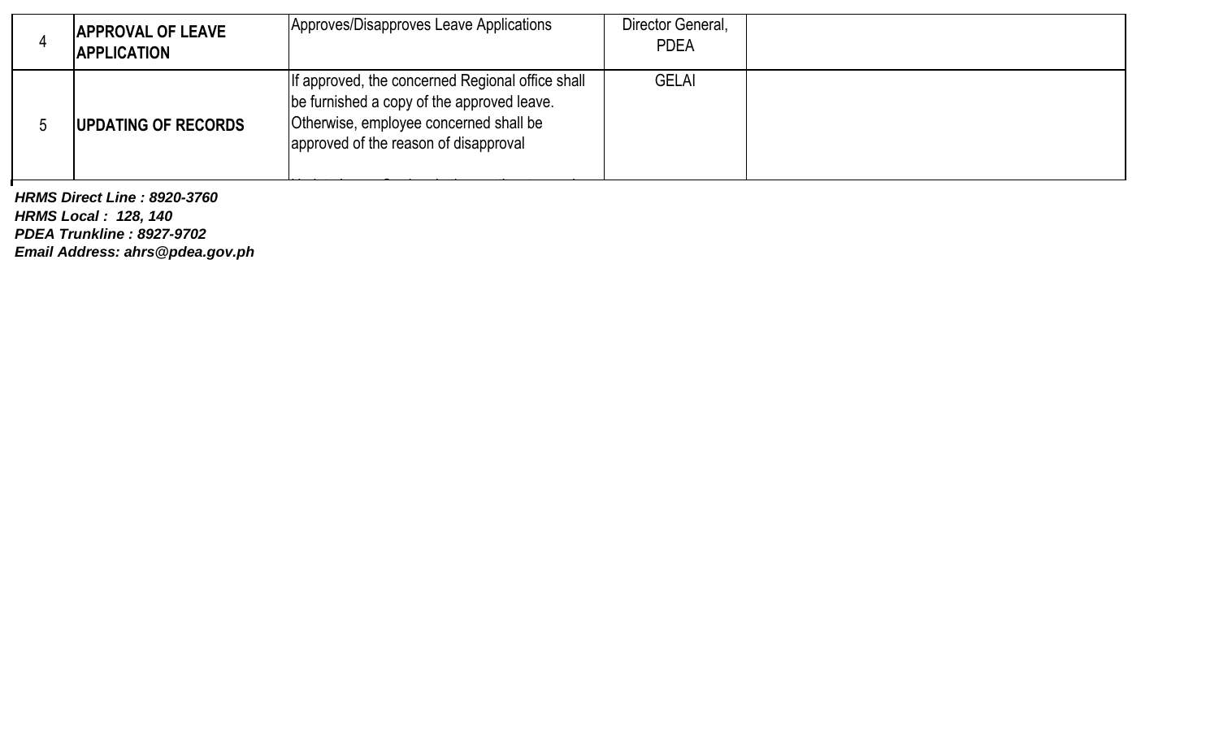| | | | | |
|---|---|---|---|---|
| 4 | **APPROVAL OF LEAVE APPLICATION** | Approves/Disapproves Leave Applications | Director General, PDEA | |
| 5 | **UPDATING OF RECORDS** | If approved, the concerned Regional office shall be furnished a copy of the approved leave. Otherwise, employee concerned shall be approved of the reason of disapproval | GELAI | |

***HRMS Direct Line : 8920-3760***
***HRMS Local : 128, 140***
***PDEA Trunkline : 8927-9702***
***Email Address: ahrs@pdea.gov.ph***